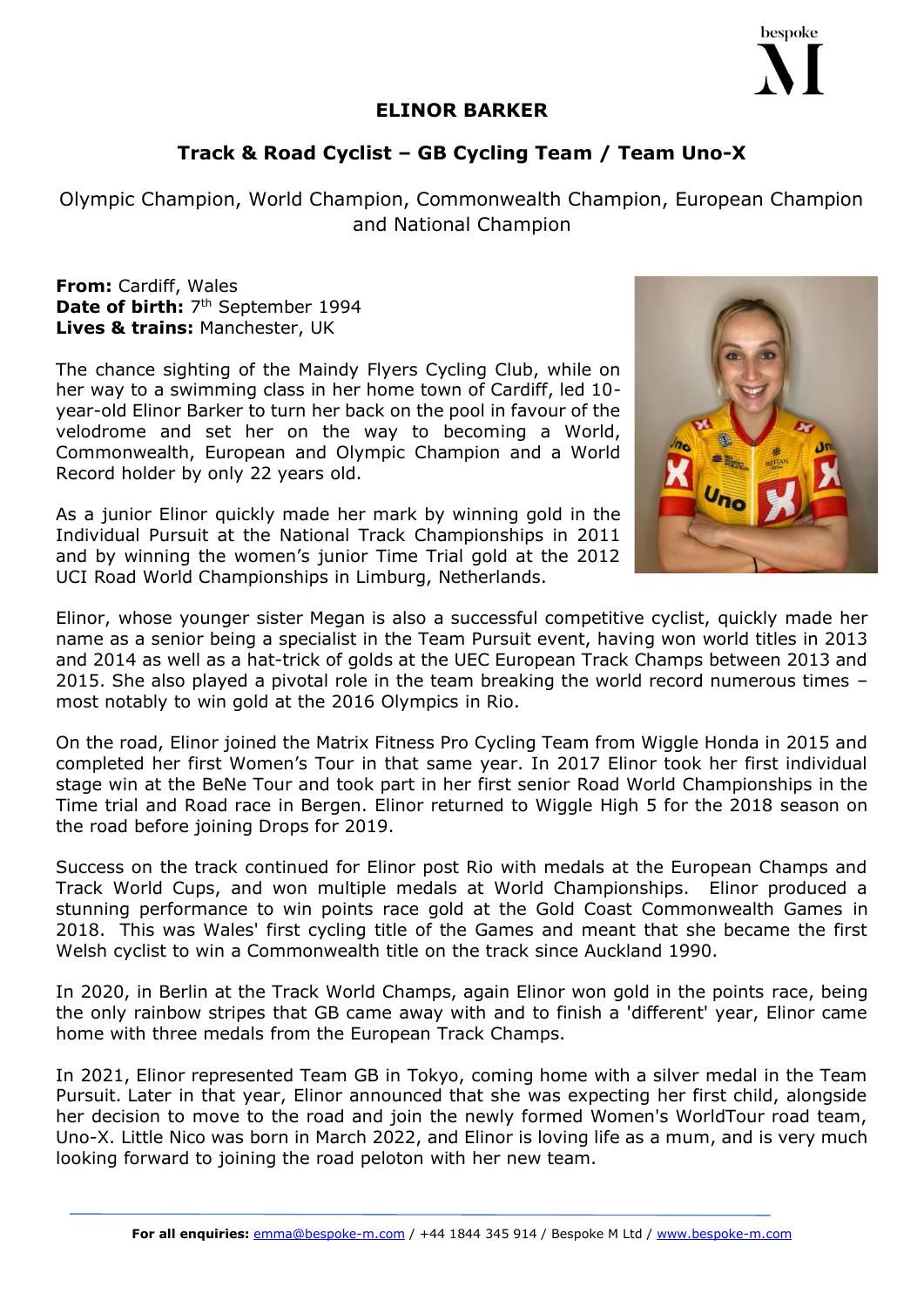# ELINOR BARKER

## Track & Road Cyclist – GB Cycling Team / Team Uno-X

Olympic Champion, World Champion, Commonwealth Champion, European Champion and National Champion

**From:** Cardiff, Wales
**Date of birth:** 7th September 1994
**Lives & trains:** Manchester, UK

The chance sighting of the Maindy Flyers Cycling Club, while on her way to a swimming class in her home town of Cardiff, led 10-year-old Elinor Barker to turn her back on the pool in favour of the velodrome and set her on the way to becoming a World, Commonwealth, European and Olympic Champion and a World Record holder by only 22 years old.

As a junior Elinor quickly made her mark by winning gold in the Individual Pursuit at the National Track Championships in 2011 and by winning the women's junior Time Trial gold at the 2012 UCI Road World Championships in Limburg, Netherlands.

Elinor, whose younger sister Megan is also a successful competitive cyclist, quickly made her name as a senior being a specialist in the Team Pursuit event, having won world titles in 2013 and 2014 as well as a hat-trick of golds at the UEC European Track Champs between 2013 and 2015. She also played a pivotal role in the team breaking the world record numerous times – most notably to win gold at the 2016 Olympics in Rio.

On the road, Elinor joined the Matrix Fitness Pro Cycling Team from Wiggle Honda in 2015 and completed her first Women's Tour in that same year. In 2017 Elinor took her first individual stage win at the BeNe Tour and took part in her first senior Road World Championships in the Time trial and Road race in Bergen. Elinor returned to Wiggle High 5 for the 2018 season on the road before joining Drops for 2019.

Success on the track continued for Elinor post Rio with medals at the European Champs and Track World Cups, and won multiple medals at World Championships. Elinor produced a stunning performance to win points race gold at the Gold Coast Commonwealth Games in 2018. This was Wales' first cycling title of the Games and meant that she became the first Welsh cyclist to win a Commonwealth title on the track since Auckland 1990.

In 2020, in Berlin at the Track World Champs, again Elinor won gold in the points race, being the only rainbow stripes that GB came away with and to finish a 'different' year, Elinor came home with three medals from the European Track Champs.

In 2021, Elinor represented Team GB in Tokyo, coming home with a silver medal in the Team Pursuit. Later in that year, Elinor announced that she was expecting her first child, alongside her decision to move to the road and join the newly formed Women's WorldTour road team, Uno-X. Little Nico was born in March 2022, and Elinor is loving life as a mum, and is very much looking forward to joining the road peloton with her new team.

**For all enquiries:** emma@bespoke-m.com / +44 1844 345 914 / Bespoke M Ltd / www.bespoke-m.com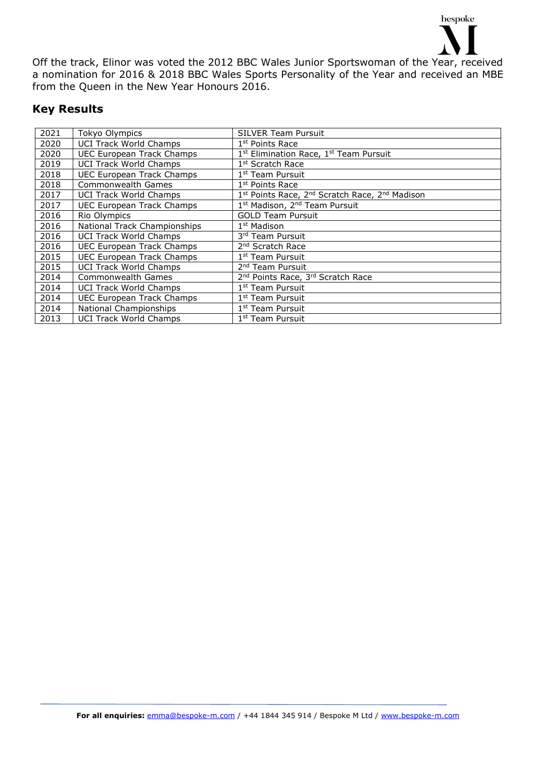Off the track, Elinor was voted the 2012 BBC Wales Junior Sportswoman of the Year, received a nomination for 2016 & 2018 BBC Wales Sports Personality of the Year and received an MBE from the Queen in the New Year Honours 2016.

## Key Results

| | | |
|---|---|---|
| 2021 | Tokyo Olympics | SILVER Team Pursuit |
| 2020 | UCI Track World Champs | 1st Points Race |
| 2020 | UEC European Track Champs | 1st Elimination Race, 1st Team Pursuit |
| 2019 | UCI Track World Champs | 1st Scratch Race |
| 2018 | UEC European Track Champs | 1st Team Pursuit |
| 2018 | Commonwealth Games | 1st Points Race |
| 2017 | UCI Track World Champs | 1st Points Race, 2nd Scratch Race, 2nd Madison |
| 2017 | UEC European Track Champs | 1st Madison, 2nd Team Pursuit |
| 2016 | Rio Olympics | GOLD Team Pursuit |
| 2016 | National Track Championships | 1st Madison |
| 2016 | UCI Track World Champs | 3rd Team Pursuit |
| 2016 | UEC European Track Champs | 2nd Scratch Race |
| 2015 | UEC European Track Champs | 1st Team Pursuit |
| 2015 | UCI Track World Champs | 2nd Team Pursuit |
| 2014 | Commonwealth Games | 2nd Points Race, 3rd Scratch Race |
| 2014 | UCI Track World Champs | 1st Team Pursuit |
| 2014 | UEC European Track Champs | 1st Team Pursuit |
| 2014 | National Championships | 1st Team Pursuit |
| 2013 | UCI Track World Champs | 1st Team Pursuit |

**For all enquiries:** emma@bespoke-m.com / +44 1844 345 914 / Bespoke M Ltd / www.bespoke-m.com